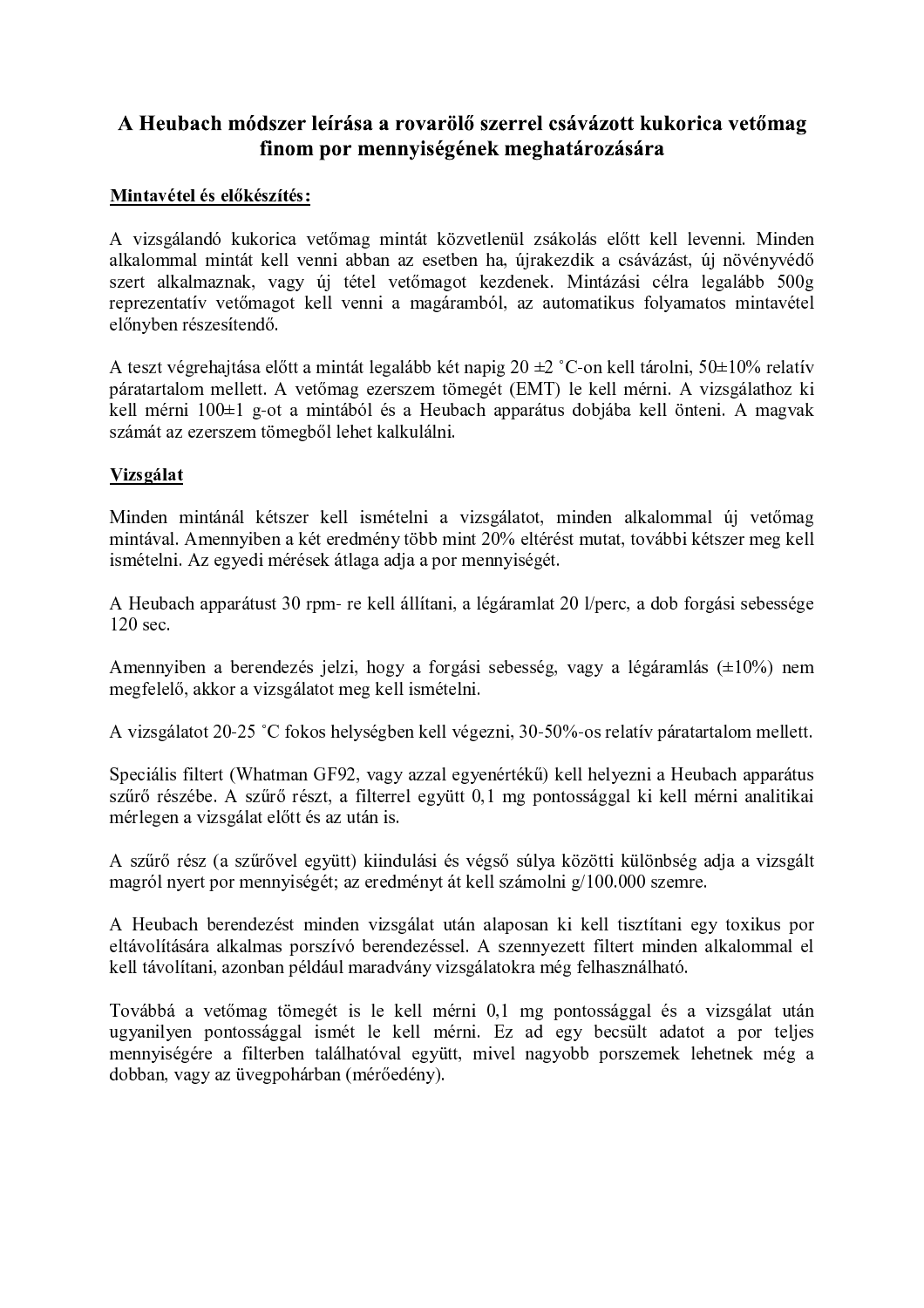# A Heubach módszer leírása a rovarölő szerrel csávázott kukorica vetőmag finom por mennyiségének meghatározására

## Mintavétel és előkészítés:

A vizsgálandó kukorica vetőmag mintát közvetlenül zsákolás előtt kell levenni. Minden alkalommal mintát kell venni abban az esetben ha, újrakezdik a csávázást, új növényvédő szert alkalmaznak, vagy új tétel vetőmagot kezdenek. Mintázási célra legalább 500g reprezentatív vetőmagot kell venni a magáramból, az automatikus folyamatos mintavétel előnyben részesítendő.

A teszt végrehajtása előtt a mintát legalább két napig 20 ±2 ˚C-on kell tárolni, 50±10% relatív páratartalom mellett. A vetőmag ezerszem tömegét (EMT) le kell mérni. A vizsgálathoz ki kell mérni 100±1 g-ot a mintából és a Heubach apparátus dobjába kell önteni. A magvak számát az ezerszem tömegből lehet kalkulálni.

## Vizsgálat

Minden mintánál kétszer kell ismételni a vizsgálatot, minden alkalommal új vetőmag mintával. Amennyiben a két eredmény több mint 20% eltérést mutat, további kétszer meg kell ismételni. Az egyedi mérések átlaga adja a por mennyiségét.

A Heubach apparátust 30 rpm- re kell állítani, a légáramlat 20 l/perc, a dob forgási sebessége 120 sec.

Amennyiben a berendezés jelzi, hogy a forgási sebesség, vagy a légáramlás (±10%) nem megfelelő, akkor a vizsgálatot meg kell ismételni.

A vizsgálatot 20-25 ˚C fokos helységben kell végezni, 30-50%-os relatív páratartalom mellett.

Speciális filtert (Whatman GF92, vagy azzal egyenértékű) kell helyezni a Heubach apparátus szűrő részébe. A szűrő részt, a filterrel együtt 0,1 mg pontossággal ki kell mérni analitikai mérlegen a vizsgálat előtt és az után is.

A szűrő rész (a szűrővel együtt) kiindulási és végső súlya közötti különbség adja a vizsgált magról nyert por mennyiségét; az eredményt át kell számolni g/100.000 szemre.

A Heubach berendezést minden vizsgálat után alaposan ki kell tisztítani egy toxikus por eltávolítására alkalmas porszívó berendezéssel. A szennyezett filtert minden alkalommal el kell távolítani, azonban például maradvány vizsgálatokra még felhasználható.

Továbbá a vetőmag tömegét is le kell mérni 0,1 mg pontossággal és a vizsgálat után ugyanilyen pontossággal ismét le kell mérni. Ez ad egy becsült adatot a por teljes mennyiségére a filterben találhatóval együtt, mivel nagyobb porszemek lehetnek még a dobban, vagy az üvegpohárban (mérőedény).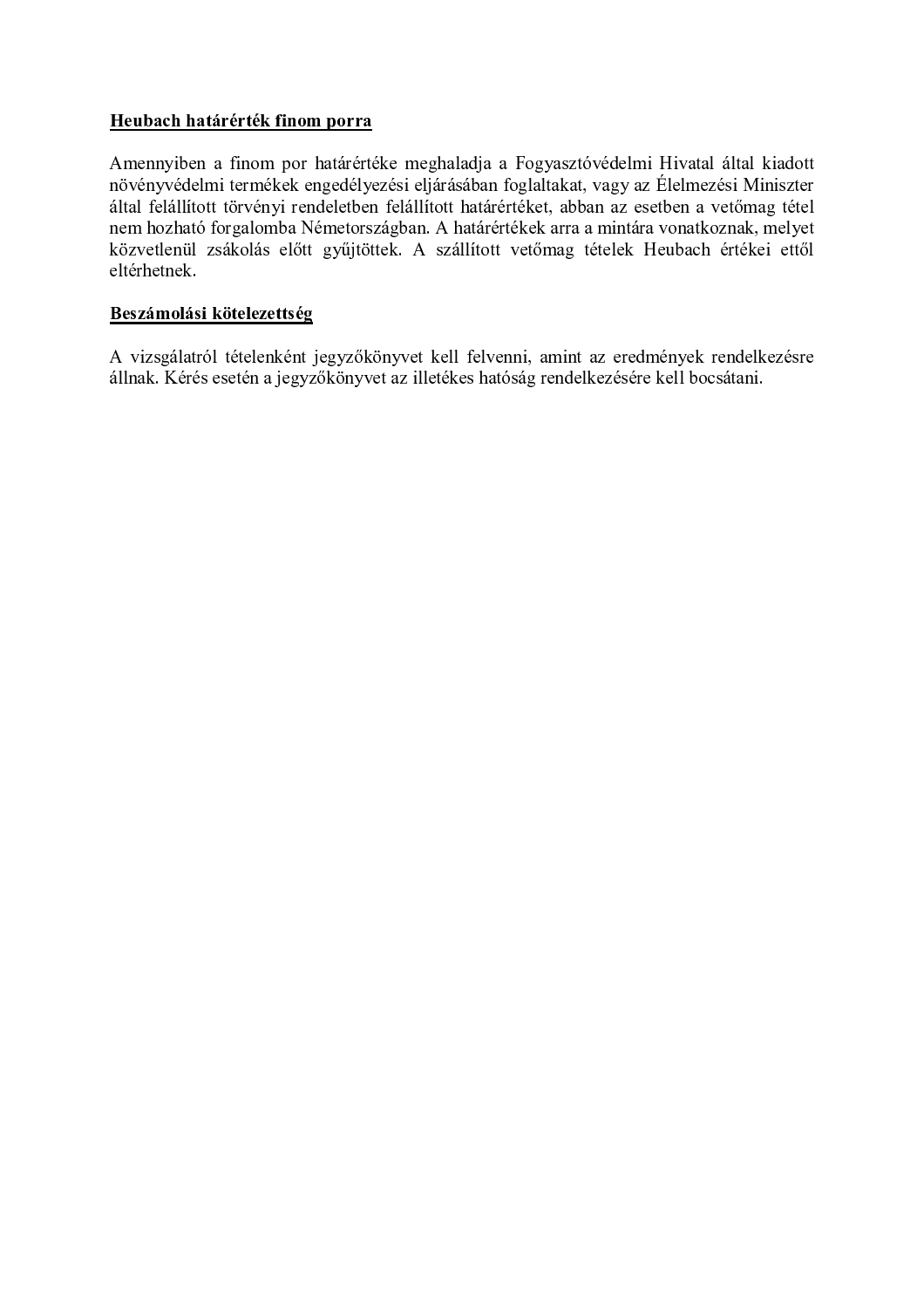**Heubach határérték finom porra**

Amennyiben a finom por határértéke meghaladja a Fogyasztóvédelmi Hivatal által kiadott növényvédelmi termékek engedélyezési eljárásában foglaltakat, vagy az Élelmezési Miniszter által felállított törvényi rendeletben felállított határértéket, abban az esetben a vetőmag tétel nem hozható forgalomba Németországban. A határértékek arra a mintára vonatkoznak, melyet közvetlenül zsákolás előtt gyűjtöttek. A szállított vetőmag tételek Heubach értékei ettől eltérhetnek.

**Beszámolási kötelezettség**

A vizsgálatról tételenként jegyzőkönyvet kell felvenni, amint az eredmények rendelkezésre állnak. Kérés esetén a jegyzőkönyvet az illetékes hatóság rendelkezésére kell bocsátani.